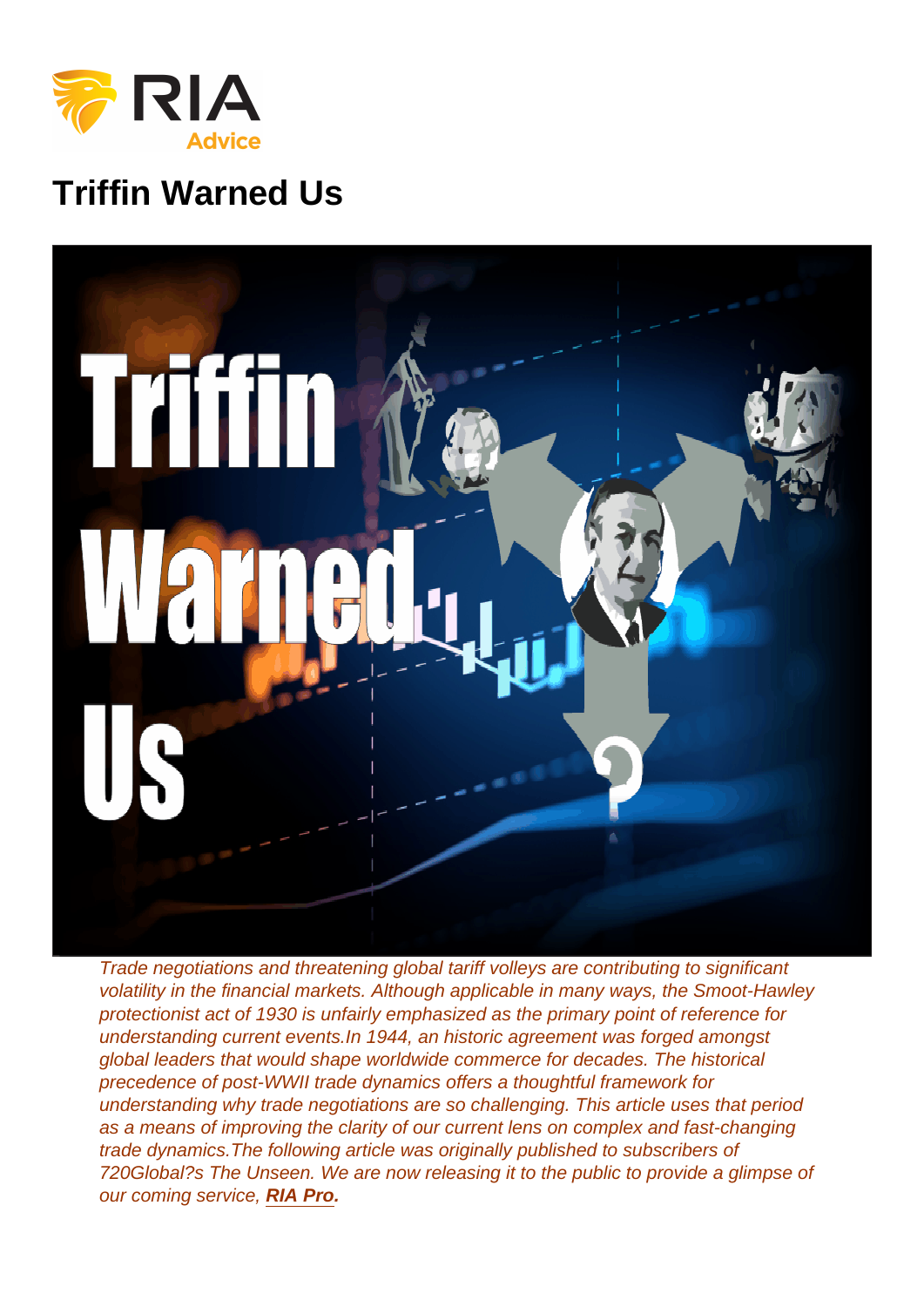# Triffin Warned Us

*Trade negotiations and threatening global tariff volleys are contributing to significant volatility in the financial markets. Although applicable in many ways, the Smoot-Hawley protectionist act of 1930 is unfairly emphasized as the primary point of reference for understanding current events.In 1944, an historic agreement was forged amongst global leaders that would shape worldwide commerce for decades. The historical precedence of post-WWII trade dynamics offers a thoughtful framework for understanding why trade negotiations are so challenging. This article uses that period as a means of improving the clarity of our current lens on complex and fast-changing trade dynamics.The following article was originally published to subscribers of 720Global?s The Unseen. We are now releasing it to the public to provide a glimpse of our coming service,* ***RIA Pro.***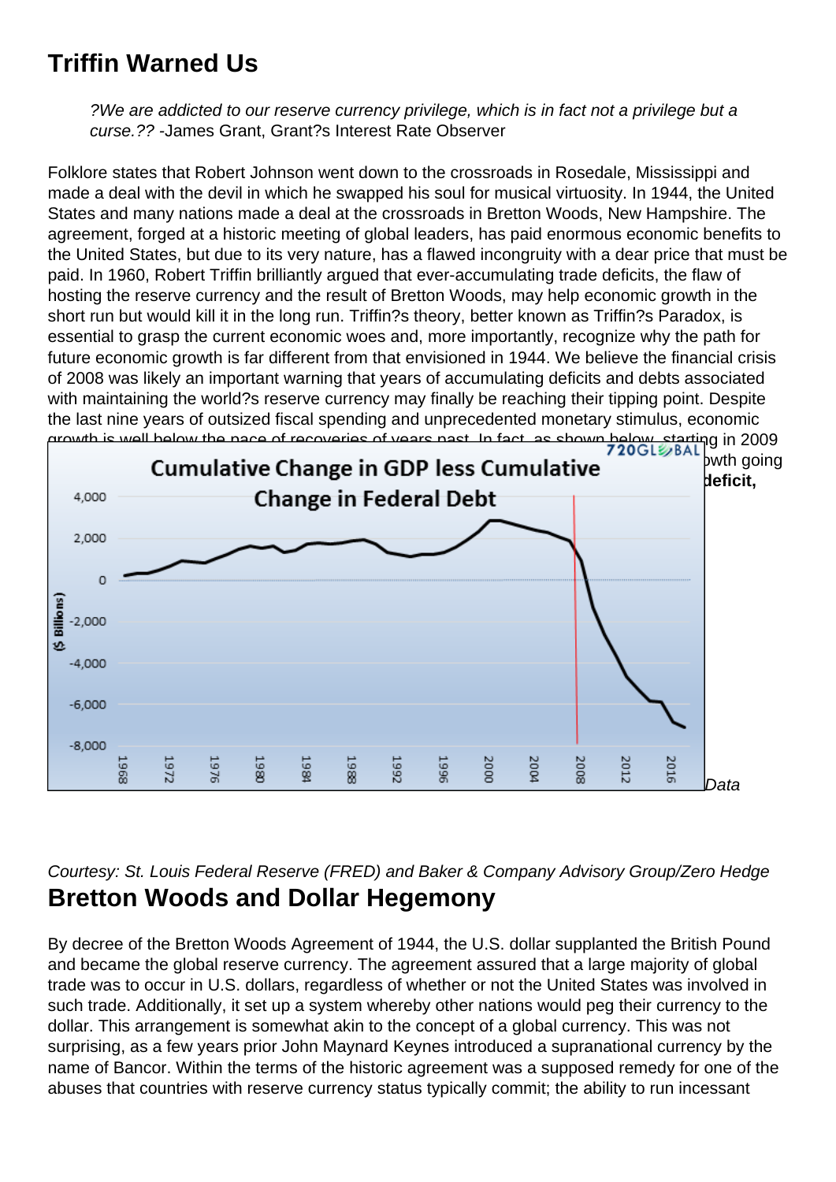## Triffin Warned Us

> *?We are addicted to our reserve currency privilege, which is in fact not a privilege but a curse.??* -James Grant, Grant?s Interest Rate Observer

Folklore states that Robert Johnson went down to the crossroads in Rosedale, Mississippi and made a deal with the devil in which he swapped his soul for musical virtuosity. In 1944, the United States and many nations made a deal at the crossroads in Bretton Woods, New Hampshire. The agreement, forged at a historic meeting of global leaders, has paid enormous economic benefits to the United States, but due to its very nature, has a flawed incongruity with a dear price that must be paid. In 1960, Robert Triffin brilliantly argued that ever-accumulating trade deficits, the flaw of hosting the reserve currency and the result of Bretton Woods, may help economic growth in the short run but would kill it in the long run. Triffin?s theory, better known as Triffin?s Paradox, is essential to grasp the current economic woes and, more importantly, recognize why the path for future economic growth is far different from that envisioned in 1944. We believe the financial crisis of 2008 was likely an important warning that years of accumulating deficits and debts associated with maintaining the world?s reserve currency may finally be reaching their tipping point. Despite the last nine years of outsized fiscal spending and unprecedented monetary stimulus, economic growth is well below the pace of recoveries of years past. In fact, as shown below, starting in 2009 ... owth going ... **deficit,** ... *Data*

*Courtesy: St. Louis Federal Reserve (FRED) and Baker & Company Advisory Group/Zero Hedge*

## Bretton Woods and Dollar Hegemony

By decree of the Bretton Woods Agreement of 1944, the U.S. dollar supplanted the British Pound and became the global reserve currency. The agreement assured that a large majority of global trade was to occur in U.S. dollars, regardless of whether or not the United States was involved in such trade. Additionally, it set up a system whereby other nations would peg their currency to the dollar. This arrangement is somewhat akin to the concept of a global currency. This was not surprising, as a few years prior John Maynard Keynes introduced a supranational currency by the name of Bancor. Within the terms of the historic agreement was a supposed remedy for one of the abuses that countries with reserve currency status typically commit; the ability to run incessant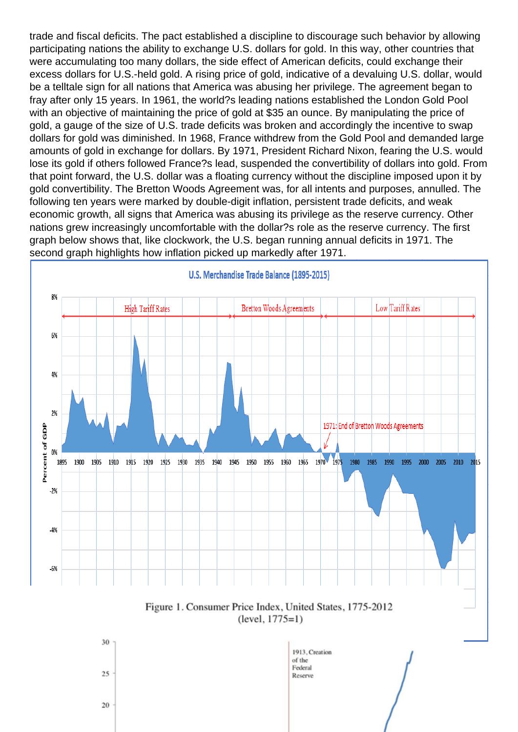trade and fiscal deficits. The pact established a discipline to discourage such behavior by allowing participating nations the ability to exchange U.S. dollars for gold. In this way, other countries that were accumulating too many dollars, the side effect of American deficits, could exchange their excess dollars for U.S.-held gold. A rising price of gold, indicative of a devaluing U.S. dollar, would be a telltale sign for all nations that America was abusing her privilege. The agreement began to fray after only 15 years. In 1961, the world?s leading nations established the London Gold Pool with an objective of maintaining the price of gold at $35 an ounce. By manipulating the price of gold, a gauge of the size of U.S. trade deficits was broken and accordingly the incentive to swap dollars for gold was diminished. In 1968, France withdrew from the Gold Pool and demanded large amounts of gold in exchange for dollars. By 1971, President Richard Nixon, fearing the U.S. would lose its gold if others followed France?s lead, suspended the convertibility of dollars into gold. From that point forward, the U.S. dollar was a floating currency without the discipline imposed upon it by gold convertibility. The Bretton Woods Agreement was, for all intents and purposes, annulled. The following ten years were marked by double-digit inflation, persistent trade deficits, and weak economic growth, all signs that America was abusing its privilege as the reserve currency. Other nations grew increasingly uncomfortable with the dollar?s role as the reserve currency. The first graph below shows that, like clockwork, the U.S. began running annual deficits in 1971. The second graph highlights how inflation picked up markedly after 1971.

U.S. Merchandise Trade Balance (1895-2015)

Figure 1. Consumer Price Index, United States, 1775-2012
(level, 1775=1)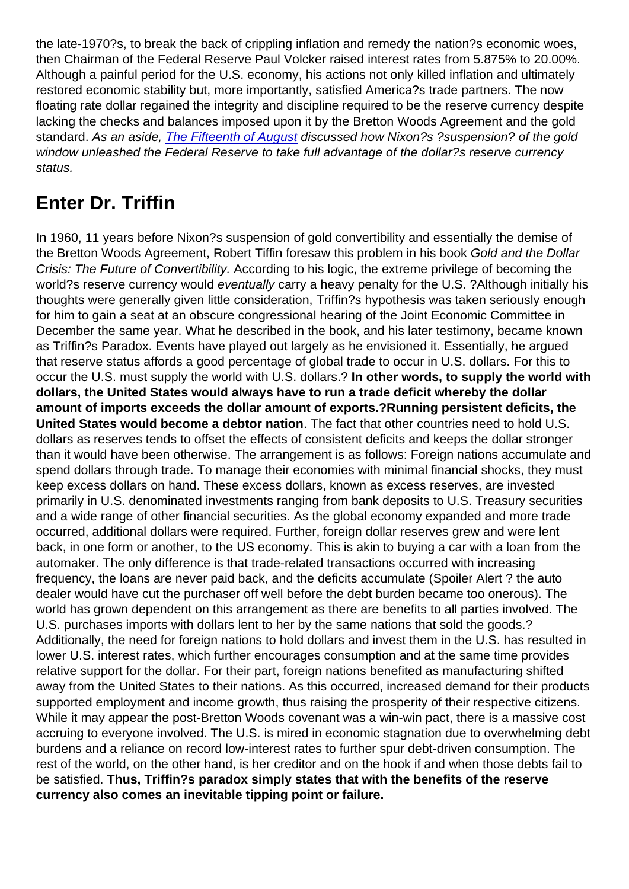the late-1970?s, to break the back of crippling inflation and remedy the nation?s economic woes, then Chairman of the Federal Reserve Paul Volcker raised interest rates from 5.875% to 20.00%. Although a painful period for the U.S. economy, his actions not only killed inflation and ultimately restored economic stability but, more importantly, satisfied America?s trade partners. The now floating rate dollar regained the integrity and discipline required to be the reserve currency despite lacking the checks and balances imposed upon it by the Bretton Woods Agreement and the gold standard. *As an aside, The Fifteenth of August discussed how Nixon?s ?suspension? of the gold window unleashed the Federal Reserve to take full advantage of the dollar?s reserve currency status.*

## Enter Dr. Triffin

In 1960, 11 years before Nixon?s suspension of gold convertibility and essentially the demise of the Bretton Woods Agreement, Robert Tiffin foresaw this problem in his book *Gold and the Dollar Crisis: The Future of Convertibility.* According to his logic, the extreme privilege of becoming the world?s reserve currency would *eventually* carry a heavy penalty for the U.S. ?Although initially his thoughts were generally given little consideration, Triffin?s hypothesis was taken seriously enough for him to gain a seat at an obscure congressional hearing of the Joint Economic Committee in December the same year. What he described in the book, and his later testimony, became known as Triffin?s Paradox. Events have played out largely as he envisioned it. Essentially, he argued that reserve status affords a good percentage of global trade to occur in U.S. dollars. For this to occur the U.S. must supply the world with U.S. dollars.? **In other words, to supply the world with dollars, the United States would always have to run a trade deficit whereby the dollar amount of imports exceeds the dollar amount of exports.?Running persistent deficits, the United States would become a debtor nation**. The fact that other countries need to hold U.S. dollars as reserves tends to offset the effects of consistent deficits and keeps the dollar stronger than it would have been otherwise. The arrangement is as follows: Foreign nations accumulate and spend dollars through trade. To manage their economies with minimal financial shocks, they must keep excess dollars on hand. These excess dollars, known as excess reserves, are invested primarily in U.S. denominated investments ranging from bank deposits to U.S. Treasury securities and a wide range of other financial securities. As the global economy expanded and more trade occurred, additional dollars were required. Further, foreign dollar reserves grew and were lent back, in one form or another, to the US economy. This is akin to buying a car with a loan from the automaker. The only difference is that trade-related transactions occurred with increasing frequency, the loans are never paid back, and the deficits accumulate (Spoiler Alert ? the auto dealer would have cut the purchaser off well before the debt burden became too onerous). The world has grown dependent on this arrangement as there are benefits to all parties involved. The U.S. purchases imports with dollars lent to her by the same nations that sold the goods.? Additionally, the need for foreign nations to hold dollars and invest them in the U.S. has resulted in lower U.S. interest rates, which further encourages consumption and at the same time provides relative support for the dollar. For their part, foreign nations benefited as manufacturing shifted away from the United States to their nations. As this occurred, increased demand for their products supported employment and income growth, thus raising the prosperity of their respective citizens. While it may appear the post-Bretton Woods covenant was a win-win pact, there is a massive cost accruing to everyone involved. The U.S. is mired in economic stagnation due to overwhelming debt burdens and a reliance on record low-interest rates to further spur debt-driven consumption. The rest of the world, on the other hand, is her creditor and on the hook if and when those debts fail to be satisfied. **Thus, Triffin?s paradox simply states that with the benefits of the reserve currency also comes an inevitable tipping point or failure.**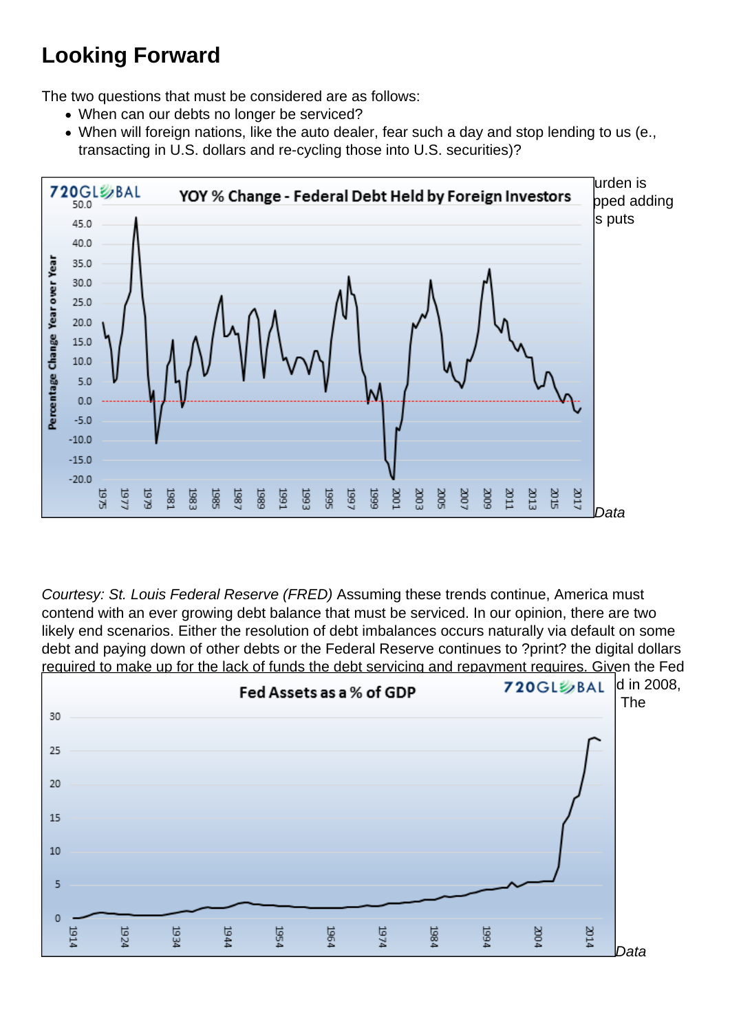## Looking Forward

The two questions that must be considered are as follows:

- When can our debts no longer be serviced?
- When will foreign nations, like the auto dealer, fear such a day and stop lending to us (e., transacting in U.S. dollars and re-cycling those into U.S. securities)?

urden is pped adding s puts

*Data*

*Courtesy: St. Louis Federal Reserve (FRED)* Assuming these trends continue, America must contend with an ever growing debt balance that must be serviced. In our opinion, there are two likely end scenarios. Either the resolution of debt imbalances occurs naturally via default on some debt and paying down of other debts or the Federal Reserve continues to ?print? the digital dollars required to make up for the lack of funds the debt servicing and repayment requires. Given the Fed d in 2008, The

*Data*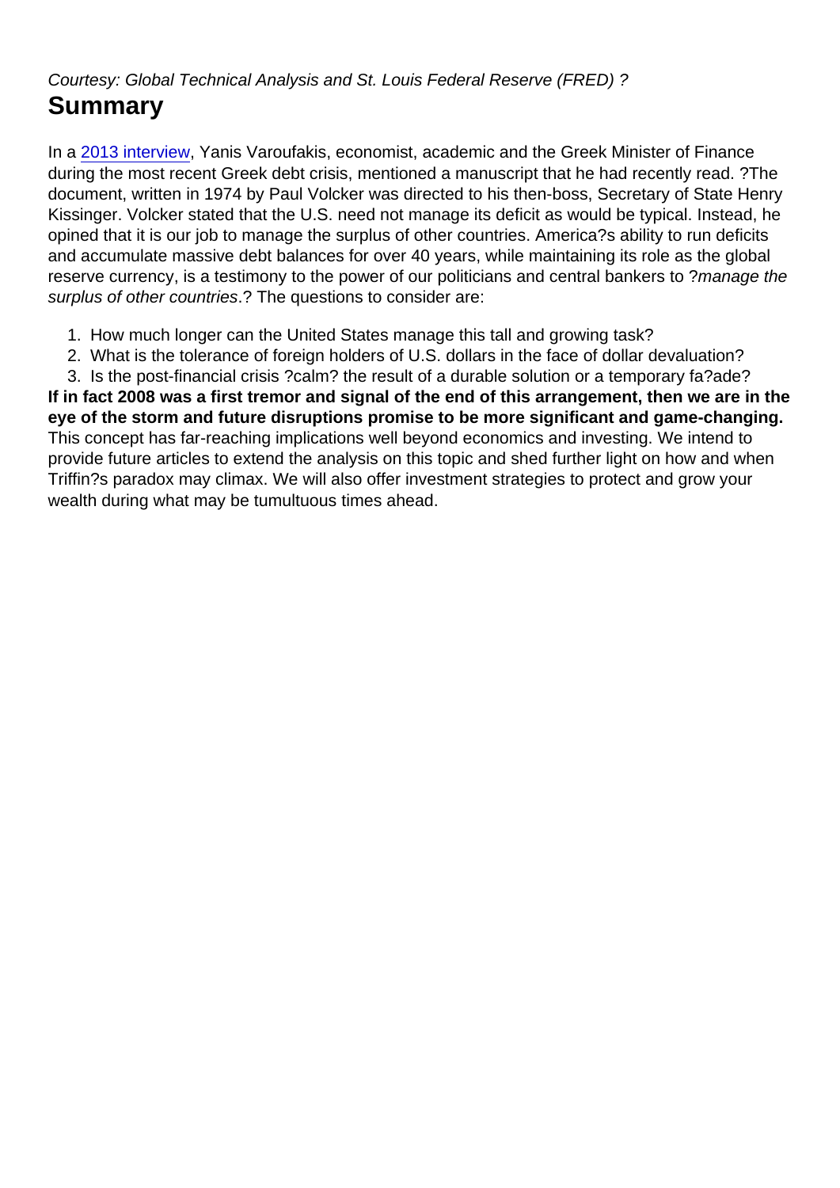*Courtesy: Global Technical Analysis and St. Louis Federal Reserve (FRED) ?*

## Summary

In a 2013 interview, Yanis Varoufakis, economist, academic and the Greek Minister of Finance during the most recent Greek debt crisis, mentioned a manuscript that he had recently read. ?The document, written in 1974 by Paul Volcker was directed to his then-boss, Secretary of State Henry Kissinger. Volcker stated that the U.S. need not manage its deficit as would be typical. Instead, he opined that it is our job to manage the surplus of other countries. America?s ability to run deficits and accumulate massive debt balances for over 40 years, while maintaining its role as the global reserve currency, is a testimony to the power of our politicians and central bankers to ?*manage the surplus of other countries*.? The questions to consider are:

1. How much longer can the United States manage this tall and growing task?
2. What is the tolerance of foreign holders of U.S. dollars in the face of dollar devaluation?
3. Is the post-financial crisis ?calm? the result of a durable solution or a temporary fa?ade?

**If in fact 2008 was a first tremor and signal of the end of this arrangement, then we are in the eye of the storm and future disruptions promise to be more significant and game-changing.** This concept has far-reaching implications well beyond economics and investing. We intend to provide future articles to extend the analysis on this topic and shed further light on how and when Triffin?s paradox may climax. We will also offer investment strategies to protect and grow your wealth during what may be tumultuous times ahead.